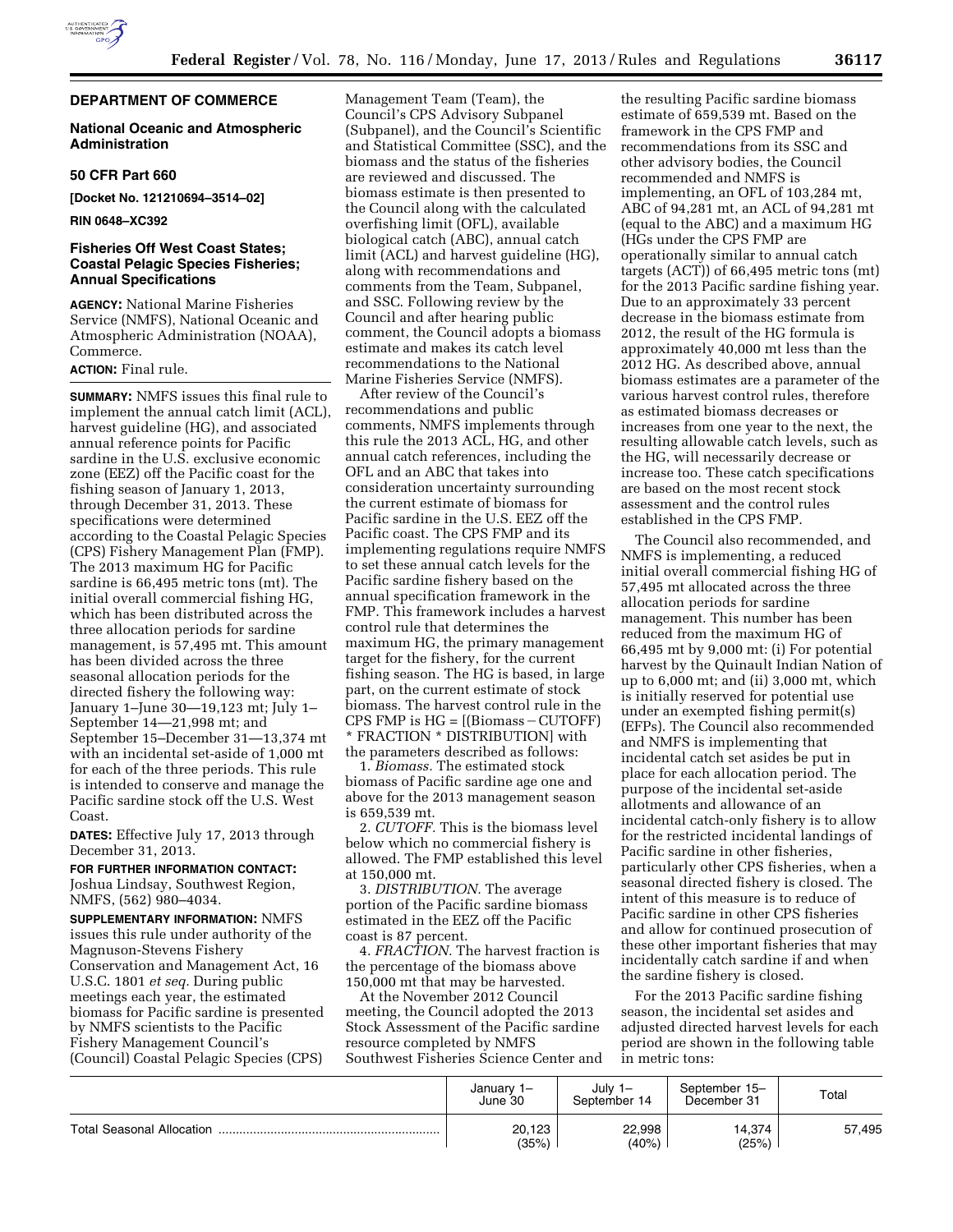## DEPARTMENT OF COMMERCE

### National Oceanic and Atmospheric Administration

### 50 CFR Part 660

**[Docket No. 121210694–3514–02]**

**RIN 0648–XC392**

### Fisheries Off West Coast States; Coastal Pelagic Species Fisheries; Annual Specifications

**AGENCY:** National Marine Fisheries Service (NMFS), National Oceanic and Atmospheric Administration (NOAA), Commerce.

**ACTION:** Final rule.

**SUMMARY:** NMFS issues this final rule to implement the annual catch limit (ACL), harvest guideline (HG), and associated annual reference points for Pacific sardine in the U.S. exclusive economic zone (EEZ) off the Pacific coast for the fishing season of January 1, 2013, through December 31, 2013. These specifications were determined according to the Coastal Pelagic Species (CPS) Fishery Management Plan (FMP). The 2013 maximum HG for Pacific sardine is 66,495 metric tons (mt). The initial overall commercial fishing HG, which has been distributed across the three allocation periods for sardine management, is 57,495 mt. This amount has been divided across the three seasonal allocation periods for the directed fishery the following way: January 1–June 30—19,123 mt; July 1–September 14—21,998 mt; and September 15–December 31—13,374 mt with an incidental set-aside of 1,000 mt for each of the three periods. This rule is intended to conserve and manage the Pacific sardine stock off the U.S. West Coast.

**DATES:** Effective July 17, 2013 through December 31, 2013.

**FOR FURTHER INFORMATION CONTACT:** Joshua Lindsay, Southwest Region, NMFS, (562) 980–4034.

**SUPPLEMENTARY INFORMATION:** NMFS issues this rule under authority of the Magnuson-Stevens Fishery Conservation and Management Act, 16 U.S.C. 1801 *et seq.* During public meetings each year, the estimated biomass for Pacific sardine is presented by NMFS scientists to the Pacific Fishery Management Council's (Council) Coastal Pelagic Species (CPS) Management Team (Team), the Council's CPS Advisory Subpanel (Subpanel), and the Council's Scientific and Statistical Committee (SSC), and the biomass and the status of the fisheries are reviewed and discussed. The biomass estimate is then presented to the Council along with the calculated overfishing limit (OFL), available biological catch (ABC), annual catch limit (ACL) and harvest guideline (HG), along with recommendations and comments from the Team, Subpanel, and SSC. Following review by the Council and after hearing public comment, the Council adopts a biomass estimate and makes its catch level recommendations to the National Marine Fisheries Service (NMFS).

After review of the Council's recommendations and public comments, NMFS implements through this rule the 2013 ACL, HG, and other annual catch references, including the OFL and an ABC that takes into consideration uncertainty surrounding the current estimate of biomass for Pacific sardine in the U.S. EEZ off the Pacific coast. The CPS FMP and its implementing regulations require NMFS to set these annual catch levels for the Pacific sardine fishery based on the annual specification framework in the FMP. This framework includes a harvest control rule that determines the maximum HG, the primary management target for the fishery, for the current fishing season. The HG is based, in large part, on the current estimate of stock biomass. The harvest control rule in the CPS FMP is HG = [(Biomass − CUTOFF) * FRACTION * DISTRIBUTION] with the parameters described as follows:

1. *Biomass.* The estimated stock biomass of Pacific sardine age one and above for the 2013 management season is 659,539 mt.
2. *CUTOFF.* This is the biomass level below which no commercial fishery is allowed. The FMP established this level at 150,000 mt.
3. *DISTRIBUTION.* The average portion of the Pacific sardine biomass estimated in the EEZ off the Pacific coast is 87 percent.
4. *FRACTION.* The harvest fraction is the percentage of the biomass above 150,000 mt that may be harvested.

At the November 2012 Council meeting, the Council adopted the 2013 Stock Assessment of the Pacific sardine resource completed by NMFS Southwest Fisheries Science Center and the resulting Pacific sardine biomass estimate of 659,539 mt. Based on the framework in the CPS FMP and recommendations from its SSC and other advisory bodies, the Council recommended and NMFS is implementing, an OFL of 103,284 mt, ABC of 94,281 mt, an ACL of 94,281 mt (equal to the ABC) and a maximum HG (HGs under the CPS FMP are operationally similar to annual catch targets (ACT)) of 66,495 metric tons (mt) for the 2013 Pacific sardine fishing year. Due to an approximately 33 percent decrease in the biomass estimate from 2012, the result of the HG formula is approximately 40,000 mt less than the 2012 HG. As described above, annual biomass estimates are a parameter of the various harvest control rules, therefore as estimated biomass decreases or increases from one year to the next, the resulting allowable catch levels, such as the HG, will necessarily decrease or increase too. These catch specifications are based on the most recent stock assessment and the control rules established in the CPS FMP.

The Council also recommended, and NMFS is implementing, a reduced initial overall commercial fishing HG of 57,495 mt allocated across the three allocation periods for sardine management. This number has been reduced from the maximum HG of 66,495 mt by 9,000 mt: (i) For potential harvest by the Quinault Indian Nation of up to 6,000 mt; and (ii) 3,000 mt, which is initially reserved for potential use under an exempted fishing permit(s) (EFPs). The Council also recommended and NMFS is implementing that incidental catch set asides be put in place for each allocation period. The purpose of the incidental set-aside allotments and allowance of an incidental catch-only fishery is to allow for the restricted incidental landings of Pacific sardine in other fisheries, particularly other CPS fisheries, when a seasonal directed fishery is closed. The intent of this measure is to reduce of Pacific sardine in other CPS fisheries and allow for continued prosecution of these other important fisheries that may incidentally catch sardine if and when the sardine fishery is closed.

For the 2013 Pacific sardine fishing season, the incidental set asides and adjusted directed harvest levels for each period are shown in the following table in metric tons:

| | January 1–June 30 | July 1–September 14 | September 15–December 31 | Total |
|---|---|---|---|---|
| Total Seasonal Allocation | 20,123 (35%) | 22,998 (40%) | 14,374 (25%) | 57,495 |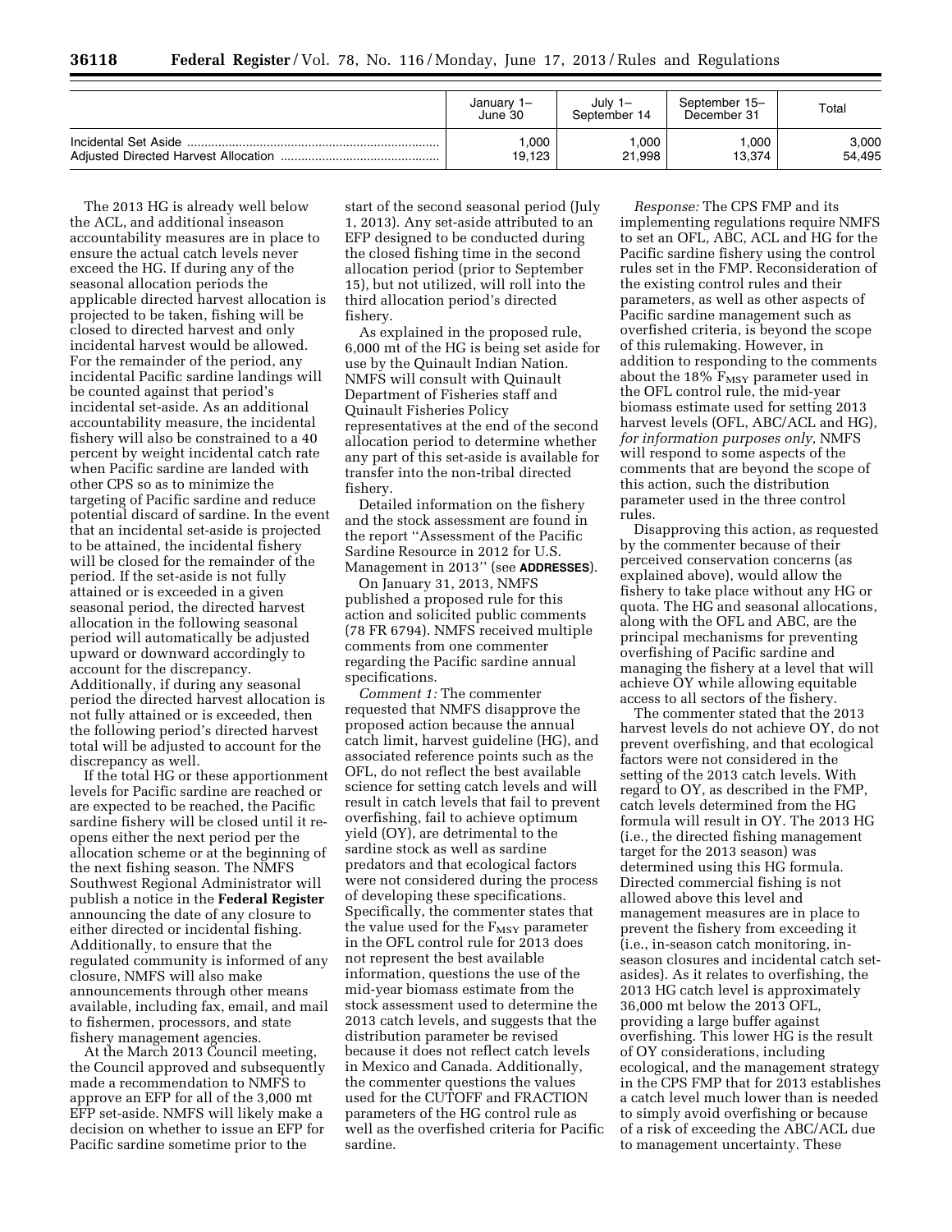| | January 1–June 30 | July 1–September 14 | September 15–December 31 | Total |
|---|---|---|---|---|
| Incidental Set Aside | 1,000 | 1,000 | 1,000 | 3,000 |
| Adjusted Directed Harvest Allocation | 19,123 | 21,998 | 13,374 | 54,495 |

The 2013 HG is already well below the ACL, and additional inseason accountability measures are in place to ensure the actual catch levels never exceed the HG. If during any of the seasonal allocation periods the applicable directed harvest allocation is projected to be taken, fishing will be closed to directed harvest and only incidental harvest would be allowed. For the remainder of the period, any incidental Pacific sardine landings will be counted against that period's incidental set-aside. As an additional accountability measure, the incidental fishery will also be constrained to a 40 percent by weight incidental catch rate when Pacific sardine are landed with other CPS so as to minimize the targeting of Pacific sardine and reduce potential discard of sardine. In the event that an incidental set-aside is projected to be attained, the incidental fishery will be closed for the remainder of the period. If the set-aside is not fully attained or is exceeded in a given seasonal period, the directed harvest allocation in the following seasonal period will automatically be adjusted upward or downward accordingly to account for the discrepancy. Additionally, if during any seasonal period the directed harvest allocation is not fully attained or is exceeded, then the following period's directed harvest total will be adjusted to account for the discrepancy as well.

If the total HG or these apportionment levels for Pacific sardine are reached or are expected to be reached, the Pacific sardine fishery will be closed until it re-opens either the next period per the allocation scheme or at the beginning of the next fishing season. The NMFS Southwest Regional Administrator will publish a notice in the **Federal Register** announcing the date of any closure to either directed or incidental fishing. Additionally, to ensure that the regulated community is informed of any closure, NMFS will also make announcements through other means available, including fax, email, and mail to fishermen, processors, and state fishery management agencies.

At the March 2013 Council meeting, the Council approved and subsequently made a recommendation to NMFS to approve an EFP for all of the 3,000 mt EFP set-aside. NMFS will likely make a decision on whether to issue an EFP for Pacific sardine sometime prior to the start of the second seasonal period (July 1, 2013). Any set-aside attributed to an EFP designed to be conducted during the closed fishing time in the second allocation period (prior to September 15), but not utilized, will roll into the third allocation period's directed fishery.

As explained in the proposed rule, 6,000 mt of the HG is being set aside for use by the Quinault Indian Nation. NMFS will consult with Quinault Department of Fisheries staff and Quinault Fisheries Policy representatives at the end of the second allocation period to determine whether any part of this set-aside is available for transfer into the non-tribal directed fishery.

Detailed information on the fishery and the stock assessment are found in the report ''Assessment of the Pacific Sardine Resource in 2012 for U.S. Management in 2013'' (see **ADDRESSES**).

On January 31, 2013, NMFS published a proposed rule for this action and solicited public comments (78 FR 6794). NMFS received multiple comments from one commenter regarding the Pacific sardine annual specifications.

*Comment 1:* The commenter requested that NMFS disapprove the proposed action because the annual catch limit, harvest guideline (HG), and associated reference points such as the OFL, do not reflect the best available science for setting catch levels and will result in catch levels that fail to prevent overfishing, fail to achieve optimum yield (OY), are detrimental to the sardine stock as well as sardine predators and that ecological factors were not considered during the process of developing these specifications. Specifically, the commenter states that the value used for the $F_{MSY}$ parameter in the OFL control rule for 2013 does not represent the best available information, questions the use of the mid-year biomass estimate from the stock assessment used to determine the 2013 catch levels, and suggests that the distribution parameter be revised because it does not reflect catch levels in Mexico and Canada. Additionally, the commenter questions the values used for the CUTOFF and FRACTION parameters of the HG control rule as well as the overfished criteria for Pacific sardine.

*Response:* The CPS FMP and its implementing regulations require NMFS to set an OFL, ABC, ACL and HG for the Pacific sardine fishery using the control rules set in the FMP. Reconsideration of the existing control rules and their parameters, as well as other aspects of Pacific sardine management such as overfished criteria, is beyond the scope of this rulemaking. However, in addition to responding to the comments about the 18% $F_{MSY}$ parameter used in the OFL control rule, the mid-year biomass estimate used for setting 2013 harvest levels (OFL, ABC/ACL and HG), *for information purposes only,* NMFS will respond to some aspects of the comments that are beyond the scope of this action, such the distribution parameter used in the three control rules.

Disapproving this action, as requested by the commenter because of their perceived conservation concerns (as explained above), would allow the fishery to take place without any HG or quota. The HG and seasonal allocations, along with the OFL and ABC, are the principal mechanisms for preventing overfishing of Pacific sardine and managing the fishery at a level that will achieve OY while allowing equitable access to all sectors of the fishery.

The commenter stated that the 2013 harvest levels do not achieve OY, do not prevent overfishing, and that ecological factors were not considered in the setting of the 2013 catch levels. With regard to OY, as described in the FMP, catch levels determined from the HG formula will result in OY. The 2013 HG (i.e., the directed fishing management target for the 2013 season) was determined using this HG formula. Directed commercial fishing is not allowed above this level and management measures are in place to prevent the fishery from exceeding it (i.e., in-season catch monitoring, in-season closures and incidental catch set-asides). As it relates to overfishing, the 2013 HG catch level is approximately 36,000 mt below the 2013 OFL, providing a large buffer against overfishing. This lower HG is the result of OY considerations, including ecological, and the management strategy in the CPS FMP that for 2013 establishes a catch level much lower than is needed to simply avoid overfishing or because of a risk of exceeding the ABC/ACL due to management uncertainty. These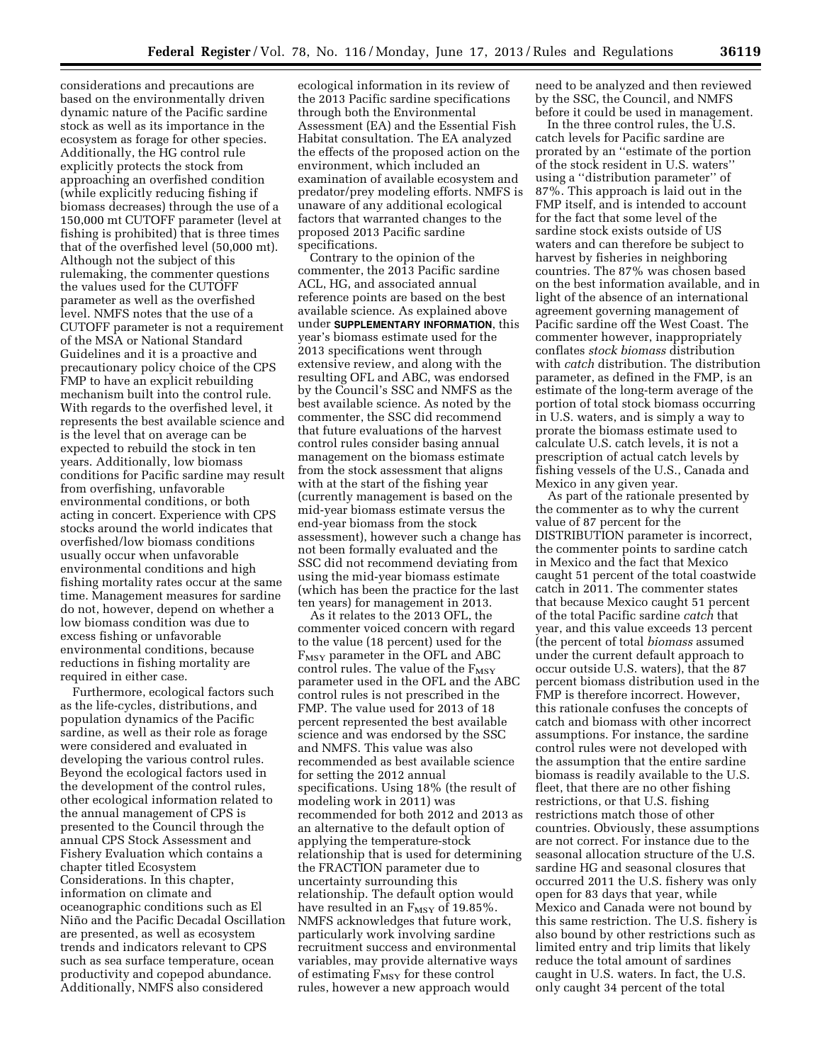considerations and precautions are based on the environmentally driven dynamic nature of the Pacific sardine stock as well as its importance in the ecosystem as forage for other species. Additionally, the HG control rule explicitly protects the stock from approaching an overfished condition (while explicitly reducing fishing if biomass decreases) through the use of a 150,000 mt CUTOFF parameter (level at fishing is prohibited) that is three times that of the overfished level (50,000 mt). Although not the subject of this rulemaking, the commenter questions the values used for the CUTOFF parameter as well as the overfished level. NMFS notes that the use of a CUTOFF parameter is not a requirement of the MSA or National Standard Guidelines and it is a proactive and precautionary policy choice of the CPS FMP to have an explicit rebuilding mechanism built into the control rule. With regards to the overfished level, it represents the best available science and is the level that on average can be expected to rebuild the stock in ten years. Additionally, low biomass conditions for Pacific sardine may result from overfishing, unfavorable environmental conditions, or both acting in concert. Experience with CPS stocks around the world indicates that overfished/low biomass conditions usually occur when unfavorable environmental conditions and high fishing mortality rates occur at the same time. Management measures for sardine do not, however, depend on whether a low biomass condition was due to excess fishing or unfavorable environmental conditions, because reductions in fishing mortality are required in either case.

Furthermore, ecological factors such as the life-cycles, distributions, and population dynamics of the Pacific sardine, as well as their role as forage were considered and evaluated in developing the various control rules. Beyond the ecological factors used in the development of the control rules, other ecological information related to the annual management of CPS is presented to the Council through the annual CPS Stock Assessment and Fishery Evaluation which contains a chapter titled Ecosystem Considerations. In this chapter, information on climate and oceanographic conditions such as El Niño and the Pacific Decadal Oscillation are presented, as well as ecosystem trends and indicators relevant to CPS such as sea surface temperature, ocean productivity and copepod abundance. Additionally, NMFS also considered ecological information in its review of the 2013 Pacific sardine specifications through both the Environmental Assessment (EA) and the Essential Fish Habitat consultation. The EA analyzed the effects of the proposed action on the environment, which included an examination of available ecosystem and predator/prey modeling efforts. NMFS is unaware of any additional ecological factors that warranted changes to the proposed 2013 Pacific sardine specifications.

Contrary to the opinion of the commenter, the 2013 Pacific sardine ACL, HG, and associated annual reference points are based on the best available science. As explained above under **SUPPLEMENTARY INFORMATION**, this year's biomass estimate used for the 2013 specifications went through extensive review, and along with the resulting OFL and ABC, was endorsed by the Council's SSC and NMFS as the best available science. As noted by the commenter, the SSC did recommend that future evaluations of the harvest control rules consider basing annual management on the biomass estimate from the stock assessment that aligns with at the start of the fishing year (currently management is based on the mid-year biomass estimate versus the end-year biomass from the stock assessment), however such a change has not been formally evaluated and the SSC did not recommend deviating from using the mid-year biomass estimate (which has been the practice for the last ten years) for management in 2013.

As it relates to the 2013 OFL, the commenter voiced concern with regard to the value (18 percent) used for the $F_{MSY}$ parameter in the OFL and ABC control rules. The value of the $F_{MSY}$ parameter used in the OFL and the ABC control rules is not prescribed in the FMP. The value used for 2013 of 18 percent represented the best available science and was endorsed by the SSC and NMFS. This value was also recommended as best available science for setting the 2012 annual specifications. Using 18% (the result of modeling work in 2011) was recommended for both 2012 and 2013 as an alternative to the default option of applying the temperature-stock relationship that is used for determining the FRACTION parameter due to uncertainty surrounding this relationship. The default option would have resulted in an $F_{MSY}$ of 19.85%. NMFS acknowledges that future work, particularly work involving sardine recruitment success and environmental variables, may provide alternative ways of estimating $F_{MSY}$ for these control rules, however a new approach would need to be analyzed and then reviewed by the SSC, the Council, and NMFS before it could be used in management.

In the three control rules, the U.S. catch levels for Pacific sardine are prorated by an "estimate of the portion of the stock resident in U.S. waters" using a "distribution parameter" of 87%. This approach is laid out in the FMP itself, and is intended to account for the fact that some level of the sardine stock exists outside of US waters and can therefore be subject to harvest by fisheries in neighboring countries. The 87% was chosen based on the best information available, and in light of the absence of an international agreement governing management of Pacific sardine off the West Coast. The commenter however, inappropriately conflates *stock biomass* distribution with *catch* distribution. The distribution parameter, as defined in the FMP, is an estimate of the long-term average of the portion of total stock biomass occurring in U.S. waters, and is simply a way to prorate the biomass estimate used to calculate U.S. catch levels, it is not a prescription of actual catch levels by fishing vessels of the U.S., Canada and Mexico in any given year.

As part of the rationale presented by the commenter as to why the current value of 87 percent for the DISTRIBUTION parameter is incorrect, the commenter points to sardine catch in Mexico and the fact that Mexico caught 51 percent of the total coastwide catch in 2011. The commenter states that because Mexico caught 51 percent of the total Pacific sardine *catch* that year, and this value exceeds 13 percent (the percent of total *biomass* assumed under the current default approach to occur outside U.S. waters), that the 87 percent biomass distribution used in the FMP is therefore incorrect. However, this rationale confuses the concepts of catch and biomass with other incorrect assumptions. For instance, the sardine control rules were not developed with the assumption that the entire sardine biomass is readily available to the U.S. fleet, that there are no other fishing restrictions, or that U.S. fishing restrictions match those of other countries. Obviously, these assumptions are not correct. For instance due to the seasonal allocation structure of the U.S. sardine HG and seasonal closures that occurred 2011 the U.S. fishery was only open for 83 days that year, while Mexico and Canada were not bound by this same restriction. The U.S. fishery is also bound by other restrictions such as limited entry and trip limits that likely reduce the total amount of sardines caught in U.S. waters. In fact, the U.S. only caught 34 percent of the total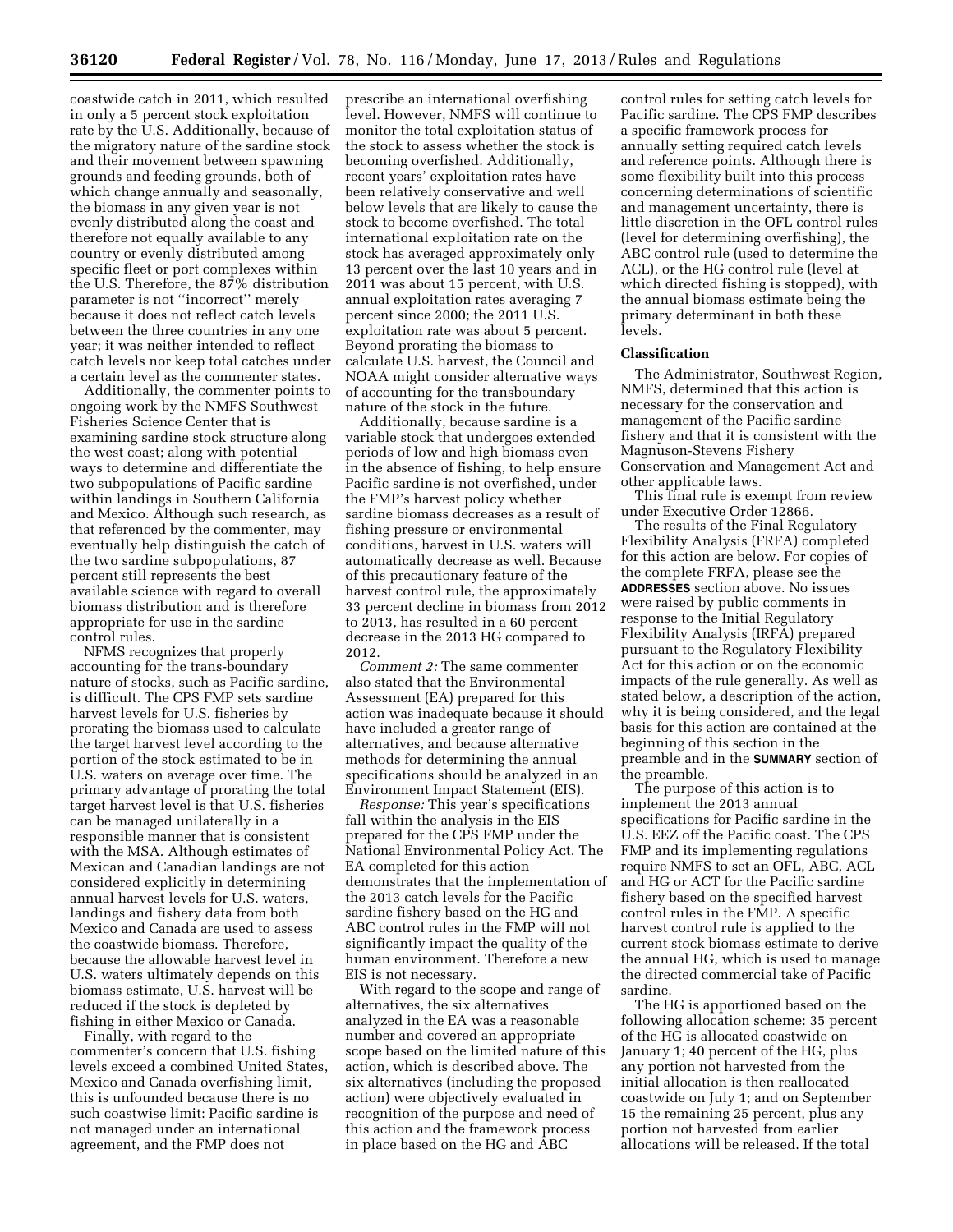coastwide catch in 2011, which resulted in only a 5 percent stock exploitation rate by the U.S. Additionally, because of the migratory nature of the sardine stock and their movement between spawning grounds and feeding grounds, both of which change annually and seasonally, the biomass in any given year is not evenly distributed along the coast and therefore not equally available to any country or evenly distributed among specific fleet or port complexes within the U.S. Therefore, the 87% distribution parameter is not ''incorrect'' merely because it does not reflect catch levels between the three countries in any one year; it was neither intended to reflect catch levels nor keep total catches under a certain level as the commenter states.

Additionally, the commenter points to ongoing work by the NMFS Southwest Fisheries Science Center that is examining sardine stock structure along the west coast; along with potential ways to determine and differentiate the two subpopulations of Pacific sardine within landings in Southern California and Mexico. Although such research, as that referenced by the commenter, may eventually help distinguish the catch of the two sardine subpopulations, 87 percent still represents the best available science with regard to overall biomass distribution and is therefore appropriate for use in the sardine control rules.

NFMS recognizes that properly accounting for the trans-boundary nature of stocks, such as Pacific sardine, is difficult. The CPS FMP sets sardine harvest levels for U.S. fisheries by prorating the biomass used to calculate the target harvest level according to the portion of the stock estimated to be in U.S. waters on average over time. The primary advantage of prorating the total target harvest level is that U.S. fisheries can be managed unilaterally in a responsible manner that is consistent with the MSA. Although estimates of Mexican and Canadian landings are not considered explicitly in determining annual harvest levels for U.S. waters, landings and fishery data from both Mexico and Canada are used to assess the coastwide biomass. Therefore, because the allowable harvest level in U.S. waters ultimately depends on this biomass estimate, U.S. harvest will be reduced if the stock is depleted by fishing in either Mexico or Canada.

Finally, with regard to the commenter's concern that U.S. fishing levels exceed a combined United States, Mexico and Canada overfishing limit, this is unfounded because there is no such coastwise limit: Pacific sardine is not managed under an international agreement, and the FMP does not prescribe an international overfishing level. However, NMFS will continue to monitor the total exploitation status of the stock to assess whether the stock is becoming overfished. Additionally, recent years' exploitation rates have been relatively conservative and well below levels that are likely to cause the stock to become overfished. The total international exploitation rate on the stock has averaged approximately only 13 percent over the last 10 years and in 2011 was about 15 percent, with U.S. annual exploitation rates averaging 7 percent since 2000; the 2011 U.S. exploitation rate was about 5 percent. Beyond prorating the biomass to calculate U.S. harvest, the Council and NOAA might consider alternative ways of accounting for the transboundary nature of the stock in the future.

Additionally, because sardine is a variable stock that undergoes extended periods of low and high biomass even in the absence of fishing, to help ensure Pacific sardine is not overfished, under the FMP's harvest policy whether sardine biomass decreases as a result of fishing pressure or environmental conditions, harvest in U.S. waters will automatically decrease as well. Because of this precautionary feature of the harvest control rule, the approximately 33 percent decline in biomass from 2012 to 2013, has resulted in a 60 percent decrease in the 2013 HG compared to 2012.

*Comment 2:* The same commenter also stated that the Environmental Assessment (EA) prepared for this action was inadequate because it should have included a greater range of alternatives, and because alternative methods for determining the annual specifications should be analyzed in an Environment Impact Statement (EIS).

*Response:* This year's specifications fall within the analysis in the EIS prepared for the CPS FMP under the National Environmental Policy Act. The EA completed for this action demonstrates that the implementation of the 2013 catch levels for the Pacific sardine fishery based on the HG and ABC control rules in the FMP will not significantly impact the quality of the human environment. Therefore a new EIS is not necessary.

With regard to the scope and range of alternatives, the six alternatives analyzed in the EA was a reasonable number and covered an appropriate scope based on the limited nature of this action, which is described above. The six alternatives (including the proposed action) were objectively evaluated in recognition of the purpose and need of this action and the framework process in place based on the HG and ABC control rules for setting catch levels for Pacific sardine. The CPS FMP describes a specific framework process for annually setting required catch levels and reference points. Although there is some flexibility built into this process concerning determinations of scientific and management uncertainty, there is little discretion in the OFL control rules (level for determining overfishing), the ABC control rule (used to determine the ACL), or the HG control rule (level at which directed fishing is stopped), with the annual biomass estimate being the primary determinant in both these levels.

## Classification

The Administrator, Southwest Region, NMFS, determined that this action is necessary for the conservation and management of the Pacific sardine fishery and that it is consistent with the Magnuson-Stevens Fishery Conservation and Management Act and other applicable laws.

This final rule is exempt from review under Executive Order 12866.

The results of the Final Regulatory Flexibility Analysis (FRFA) completed for this action are below. For copies of the complete FRFA, please see the **ADDRESSES** section above. No issues were raised by public comments in response to the Initial Regulatory Flexibility Analysis (IRFA) prepared pursuant to the Regulatory Flexibility Act for this action or on the economic impacts of the rule generally. As well as stated below, a description of the action, why it is being considered, and the legal basis for this action are contained at the beginning of this section in the preamble and in the **SUMMARY** section of the preamble.

The purpose of this action is to implement the 2013 annual specifications for Pacific sardine in the U.S. EEZ off the Pacific coast. The CPS FMP and its implementing regulations require NMFS to set an OFL, ABC, ACL and HG or ACT for the Pacific sardine fishery based on the specified harvest control rules in the FMP. A specific harvest control rule is applied to the current stock biomass estimate to derive the annual HG, which is used to manage the directed commercial take of Pacific sardine.

The HG is apportioned based on the following allocation scheme: 35 percent of the HG is allocated coastwide on January 1; 40 percent of the HG, plus any portion not harvested from the initial allocation is then reallocated coastwide on July 1; and on September 15 the remaining 25 percent, plus any portion not harvested from earlier allocations will be released. If the total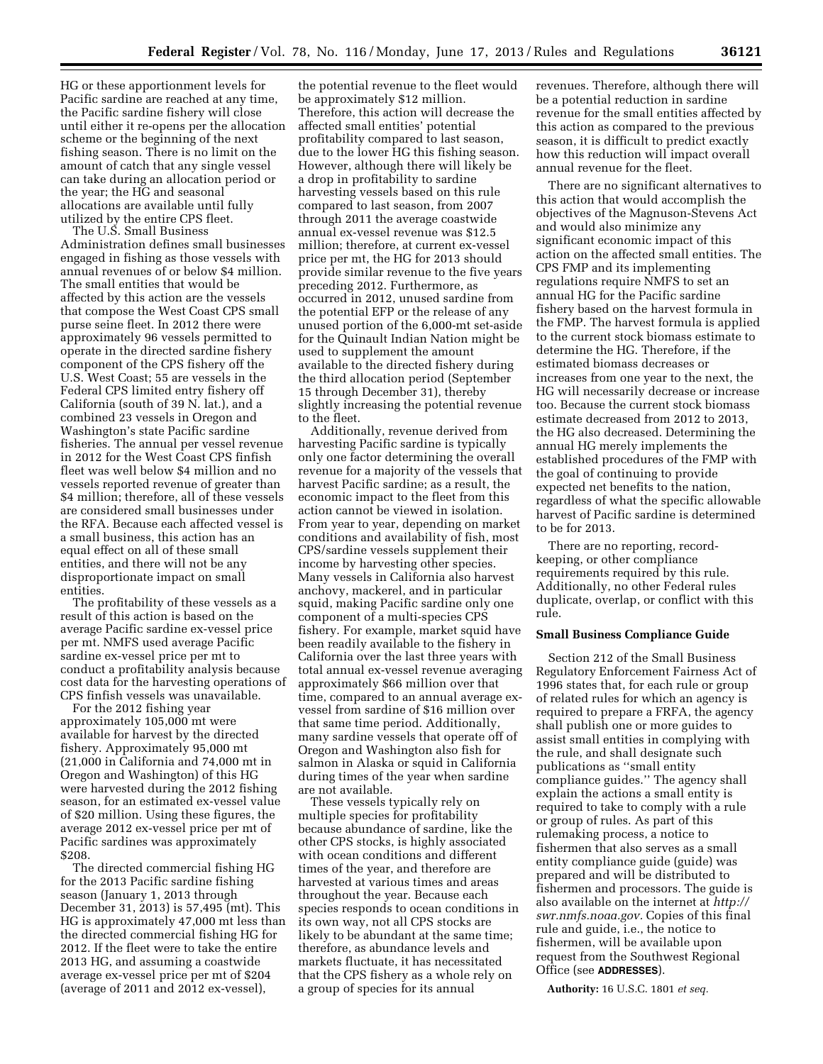HG or these apportionment levels for Pacific sardine are reached at any time, the Pacific sardine fishery will close until either it re-opens per the allocation scheme or the beginning of the next fishing season. There is no limit on the amount of catch that any single vessel can take during an allocation period or the year; the HG and seasonal allocations are available until fully utilized by the entire CPS fleet.

The U.S. Small Business Administration defines small businesses engaged in fishing as those vessels with annual revenues of or below $4 million. The small entities that would be affected by this action are the vessels that compose the West Coast CPS small purse seine fleet. In 2012 there were approximately 96 vessels permitted to operate in the directed sardine fishery component of the CPS fishery off the U.S. West Coast; 55 are vessels in the Federal CPS limited entry fishery off California (south of 39 N. lat.), and a combined 23 vessels in Oregon and Washington's state Pacific sardine fisheries. The annual per vessel revenue in 2012 for the West Coast CPS finfish fleet was well below $4 million and no vessels reported revenue of greater than $4 million; therefore, all of these vessels are considered small businesses under the RFA. Because each affected vessel is a small business, this action has an equal effect on all of these small entities, and there will not be any disproportionate impact on small entities.

The profitability of these vessels as a result of this action is based on the average Pacific sardine ex-vessel price per mt. NMFS used average Pacific sardine ex-vessel price per mt to conduct a profitability analysis because cost data for the harvesting operations of CPS finfish vessels was unavailable.

For the 2012 fishing year approximately 105,000 mt were available for harvest by the directed fishery. Approximately 95,000 mt (21,000 in California and 74,000 mt in Oregon and Washington) of this HG were harvested during the 2012 fishing season, for an estimated ex-vessel value of $20 million. Using these figures, the average 2012 ex-vessel price per mt of Pacific sardines was approximately $208.

The directed commercial fishing HG for the 2013 Pacific sardine fishing season (January 1, 2013 through December 31, 2013) is 57,495 (mt). This HG is approximately 47,000 mt less than the directed commercial fishing HG for 2012. If the fleet were to take the entire 2013 HG, and assuming a coastwide average ex-vessel price per mt of $204 (average of 2011 and 2012 ex-vessel), the potential revenue to the fleet would be approximately $12 million. Therefore, this action will decrease the affected small entities' potential profitability compared to last season, due to the lower HG this fishing season. However, although there will likely be a drop in profitability to sardine harvesting vessels based on this rule compared to last season, from 2007 through 2011 the average coastwide annual ex-vessel revenue was $12.5 million; therefore, at current ex-vessel price per mt, the HG for 2013 should provide similar revenue to the five years preceding 2012. Furthermore, as occurred in 2012, unused sardine from the potential EFP or the release of any unused portion of the 6,000-mt set-aside for the Quinault Indian Nation might be used to supplement the amount available to the directed fishery during the third allocation period (September 15 through December 31), thereby slightly increasing the potential revenue to the fleet.

Additionally, revenue derived from harvesting Pacific sardine is typically only one factor determining the overall revenue for a majority of the vessels that harvest Pacific sardine; as a result, the economic impact to the fleet from this action cannot be viewed in isolation. From year to year, depending on market conditions and availability of fish, most CPS/sardine vessels supplement their income by harvesting other species. Many vessels in California also harvest anchovy, mackerel, and in particular squid, making Pacific sardine only one component of a multi-species CPS fishery. For example, market squid have been readily available to the fishery in California over the last three years with total annual ex-vessel revenue averaging approximately $66 million over that time, compared to an annual average ex-vessel from sardine of $16 million over that same time period. Additionally, many sardine vessels that operate off of Oregon and Washington also fish for salmon in Alaska or squid in California during times of the year when sardine are not available.

These vessels typically rely on multiple species for profitability because abundance of sardine, like the other CPS stocks, is highly associated with ocean conditions and different times of the year, and therefore are harvested at various times and areas throughout the year. Because each species responds to ocean conditions in its own way, not all CPS stocks are likely to be abundant at the same time; therefore, as abundance levels and markets fluctuate, it has necessitated that the CPS fishery as a whole rely on a group of species for its annual revenues. Therefore, although there will be a potential reduction in sardine revenue for the small entities affected by this action as compared to the previous season, it is difficult to predict exactly how this reduction will impact overall annual revenue for the fleet.

There are no significant alternatives to this action that would accomplish the objectives of the Magnuson-Stevens Act and would also minimize any significant economic impact of this action on the affected small entities. The CPS FMP and its implementing regulations require NMFS to set an annual HG for the Pacific sardine fishery based on the harvest formula in the FMP. The harvest formula is applied to the current stock biomass estimate to determine the HG. Therefore, if the estimated biomass decreases or increases from one year to the next, the HG will necessarily decrease or increase too. Because the current stock biomass estimate decreased from 2012 to 2013, the HG also decreased. Determining the annual HG merely implements the established procedures of the FMP with the goal of continuing to provide expected net benefits to the nation, regardless of what the specific allowable harvest of Pacific sardine is determined to be for 2013.

There are no reporting, record-keeping, or other compliance requirements required by this rule. Additionally, no other Federal rules duplicate, overlap, or conflict with this rule.

**Small Business Compliance Guide**

Section 212 of the Small Business Regulatory Enforcement Fairness Act of 1996 states that, for each rule or group of related rules for which an agency is required to prepare a FRFA, the agency shall publish one or more guides to assist small entities in complying with the rule, and shall designate such publications as "small entity compliance guides." The agency shall explain the actions a small entity is required to take to comply with a rule or group of rules. As part of this rulemaking process, a notice to fishermen that also serves as a small entity compliance guide (guide) was prepared and will be distributed to fishermen and processors. The guide is also available on the internet at *http://swr.nmfs.noaa.gov.* Copies of this final rule and guide, i.e., the notice to fishermen, will be available upon request from the Southwest Regional Office (see **ADDRESSES**).

**Authority:** 16 U.S.C. 1801 *et seq.*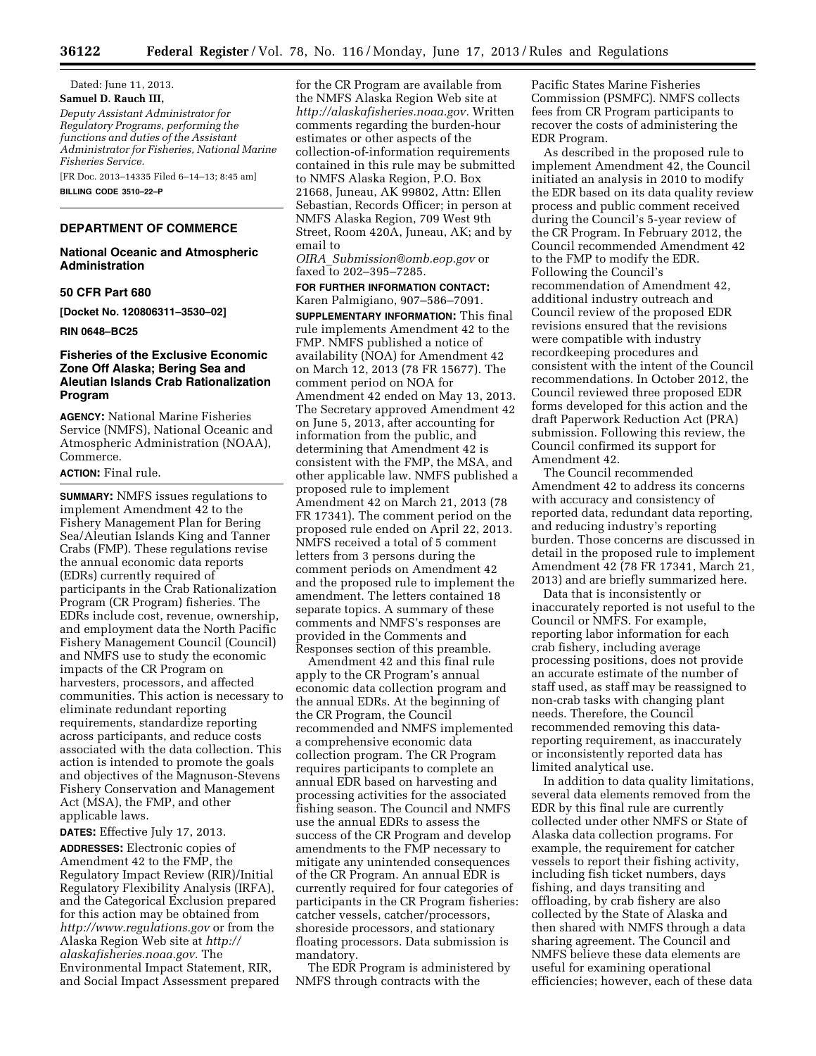Dated: June 11, 2013.

**Samuel D. Rauch III,**

*Deputy Assistant Administrator for Regulatory Programs, performing the functions and duties of the Assistant Administrator for Fisheries, National Marine Fisheries Service.*

[FR Doc. 2013–14335 Filed 6–14–13; 8:45 am]

**BILLING CODE 3510–22–P**

---

## DEPARTMENT OF COMMERCE

### National Oceanic and Atmospheric Administration

### 50 CFR Part 680

**[Docket No. 120806311–3530–02]**

**RIN 0648–BC25**

### Fisheries of the Exclusive Economic Zone Off Alaska; Bering Sea and Aleutian Islands Crab Rationalization Program

**AGENCY:** National Marine Fisheries Service (NMFS), National Oceanic and Atmospheric Administration (NOAA), Commerce.

**ACTION:** Final rule.

**SUMMARY:** NMFS issues regulations to implement Amendment 42 to the Fishery Management Plan for Bering Sea/Aleutian Islands King and Tanner Crabs (FMP). These regulations revise the annual economic data reports (EDRs) currently required of participants in the Crab Rationalization Program (CR Program) fisheries. The EDRs include cost, revenue, ownership, and employment data the North Pacific Fishery Management Council (Council) and NMFS use to study the economic impacts of the CR Program on harvesters, processors, and affected communities. This action is necessary to eliminate redundant reporting requirements, standardize reporting across participants, and reduce costs associated with the data collection. This action is intended to promote the goals and objectives of the Magnuson-Stevens Fishery Conservation and Management Act (MSA), the FMP, and other applicable laws.

**DATES:** Effective July 17, 2013.

**ADDRESSES:** Electronic copies of Amendment 42 to the FMP, the Regulatory Impact Review (RIR)/Initial Regulatory Flexibility Analysis (IRFA), and the Categorical Exclusion prepared for this action may be obtained from *http://www.regulations.gov* or from the Alaska Region Web site at *http://alaskafisheries.noaa.gov.* The Environmental Impact Statement, RIR, and Social Impact Assessment prepared for the CR Program are available from the NMFS Alaska Region Web site at *http://alaskafisheries.noaa.gov.* Written comments regarding the burden-hour estimates or other aspects of the collection-of-information requirements contained in this rule may be submitted to NMFS Alaska Region, P.O. Box 21668, Juneau, AK 99802, Attn: Ellen Sebastian, Records Officer; in person at NMFS Alaska Region, 709 West 9th Street, Room 420A, Juneau, AK; and by email to *OIRA_Submission@omb.eop.gov* or faxed to 202–395–7285.

**FOR FURTHER INFORMATION CONTACT:** Karen Palmigiano, 907–586–7091.

**SUPPLEMENTARY INFORMATION:** This final rule implements Amendment 42 to the FMP. NMFS published a notice of availability (NOA) for Amendment 42 on March 12, 2013 (78 FR 15677). The comment period on NOA for Amendment 42 ended on May 13, 2013. The Secretary approved Amendment 42 on June 5, 2013, after accounting for information from the public, and determining that Amendment 42 is consistent with the FMP, the MSA, and other applicable law. NMFS published a proposed rule to implement Amendment 42 on March 21, 2013 (78 FR 17341). The comment period on the proposed rule ended on April 22, 2013. NMFS received a total of 5 comment letters from 3 persons during the comment periods on Amendment 42 and the proposed rule to implement the amendment. The letters contained 18 separate topics. A summary of these comments and NMFS's responses are provided in the Comments and Responses section of this preamble.

Amendment 42 and this final rule apply to the CR Program's annual economic data collection program and the annual EDRs. At the beginning of the CR Program, the Council recommended and NMFS implemented a comprehensive economic data collection program. The CR Program requires participants to complete an annual EDR based on harvesting and processing activities for the associated fishing season. The Council and NMFS use the annual EDRs to assess the success of the CR Program and develop amendments to the FMP necessary to mitigate any unintended consequences of the CR Program. An annual EDR is currently required for four categories of participants in the CR Program fisheries: catcher vessels, catcher/processors, shoreside processors, and stationary floating processors. Data submission is mandatory.

The EDR Program is administered by NMFS through contracts with the Pacific States Marine Fisheries Commission (PSMFC). NMFS collects fees from CR Program participants to recover the costs of administering the EDR Program.

As described in the proposed rule to implement Amendment 42, the Council initiated an analysis in 2010 to modify the EDR based on its data quality review process and public comment received during the Council's 5-year review of the CR Program. In February 2012, the Council recommended Amendment 42 to the FMP to modify the EDR. Following the Council's recommendation of Amendment 42, additional industry outreach and Council review of the proposed EDR revisions ensured that the revisions were compatible with industry recordkeeping procedures and consistent with the intent of the Council recommendations. In October 2012, the Council reviewed three proposed EDR forms developed for this action and the draft Paperwork Reduction Act (PRA) submission. Following this review, the Council confirmed its support for Amendment 42.

The Council recommended Amendment 42 to address its concerns with accuracy and consistency of reported data, redundant data reporting, and reducing industry's reporting burden. Those concerns are discussed in detail in the proposed rule to implement Amendment 42 (78 FR 17341, March 21, 2013) and are briefly summarized here.

Data that is inconsistently or inaccurately reported is not useful to the Council or NMFS. For example, reporting labor information for each crab fishery, including average processing positions, does not provide an accurate estimate of the number of staff used, as staff may be reassigned to non-crab tasks with changing plant needs. Therefore, the Council recommended removing this data-reporting requirement, as inaccurately or inconsistently reported data has limited analytical use.

In addition to data quality limitations, several data elements removed from the EDR by this final rule are currently collected under other NMFS or State of Alaska data collection programs. For example, the requirement for catcher vessels to report their fishing activity, including fish ticket numbers, days fishing, and days transiting and offloading, by crab fishery are also collected by the State of Alaska and then shared with NMFS through a data sharing agreement. The Council and NMFS believe these data elements are useful for examining operational efficiencies; however, each of these data